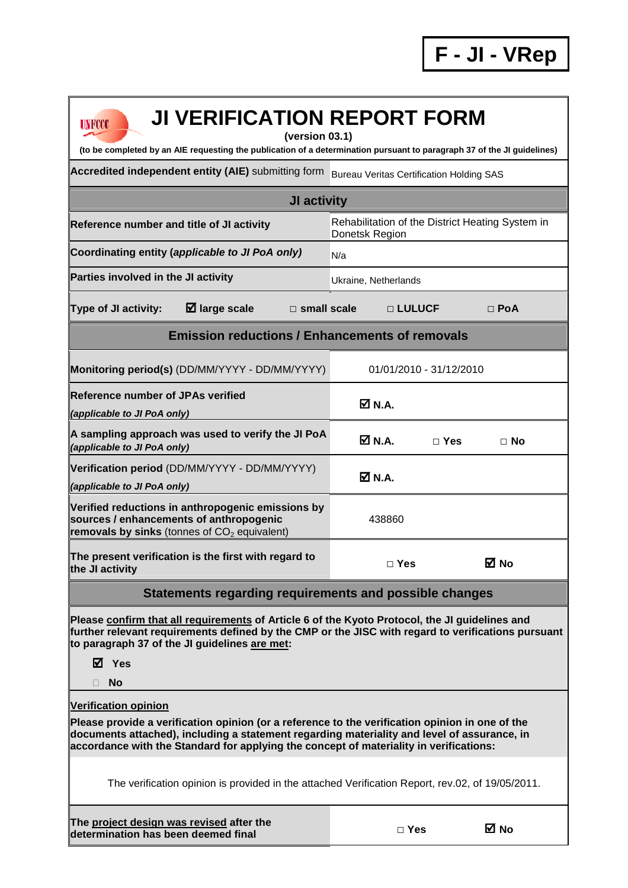**F - JI - VRep**

# JI VERIFICATION REPORT FORM

**(version 03.1)**

**(to be completed by an AIE requesting the publication of a determination pursuant to paragraph 37 of the JI guidelines)**

| | |
|---|---|
| **Accredited independent entity (AIE)** submitting form | Bureau Veritas Certification Holding SAS |

## JI activity

| | |
|---|---|
| **Reference number and title of JI activity** | Rehabilitation of the District Heating System in Donetsk Region |
| **Coordinating entity (*applicable to JI PoA only*)** | N/a |
| **Parties involved in the JI activity** | Ukraine, Netherlands |

**Type of JI activity:** ☑ **large scale** □ **small scale** □ **LULUCF** □ **PoA**

## Emission reductions / Enhancements of removals

| | |
|---|---|
| **Monitoring period(s)** (DD/MM/YYYY - DD/MM/YYYY) | 01/01/2010 - 31/12/2010 |
| **Reference number of JPAs verified** *(applicable to JI PoA only)* | ☑ **N.A.** |
| **A sampling approach was used to verify the JI PoA** *(applicable to JI PoA only)* | ☑ **N.A.** □ **Yes** □ **No** |
| **Verification period** (DD/MM/YYYY - DD/MM/YYYY) *(applicable to JI PoA only)* | ☑ **N.A.** |
| **Verified reductions in anthropogenic emissions by sources / enhancements of anthropogenic removals by sinks** (tonnes of $CO_2$ equivalent) | 438860 |
| **The present verification is the first with regard to the JI activity** | □ **Yes** ☑ **No** |

## Statements regarding requirements and possible changes

**Please confirm that all requirements of Article 6 of the Kyoto Protocol, the JI guidelines and further relevant requirements defined by the CMP or the JISC with regard to verifications pursuant to paragraph 37 of the JI guidelines are met:**

☑ **Yes**

□ **No**

**Verification opinion**

**Please provide a verification opinion (or a reference to the verification opinion in one of the documents attached), including a statement regarding materiality and level of assurance, in accordance with the Standard for applying the concept of materiality in verifications:**

The verification opinion is provided in the attached Verification Report, rev.02, of 19/05/2011.

| | |
|---|---|
| **The project design was revised after the determination has been deemed final** | □ **Yes** ☑ **No** |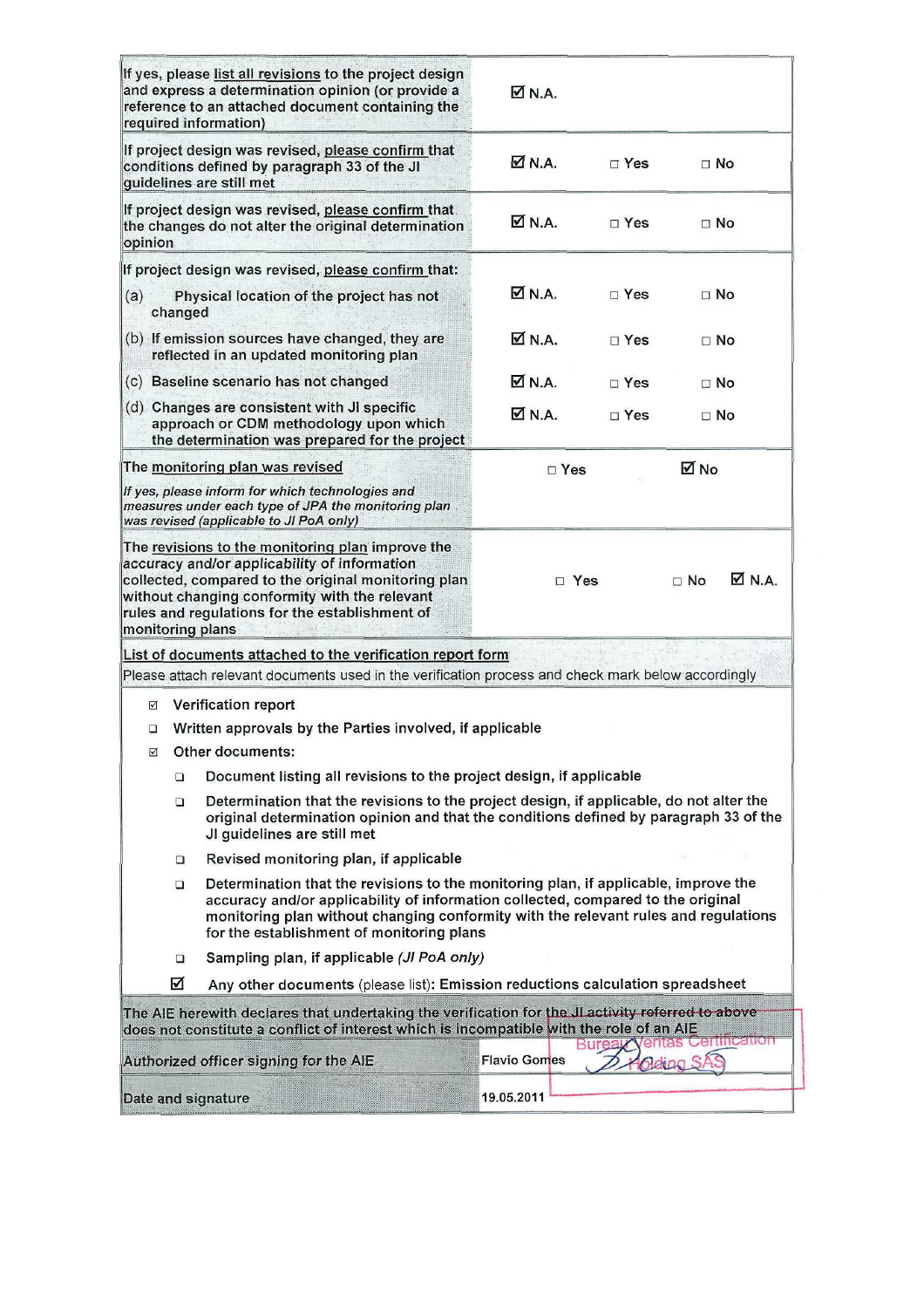| | | | |
|---|---|---|---|
| If yes, please list all revisions to the project design and express a determination opinion (or provide a reference to an attached document containing the required information) | ☑ N.A. | | |
| If project design was revised, please confirm that conditions defined by paragraph 33 of the JI guidelines are still met | ☑ N.A. | ☐ Yes | ☐ No |
| If project design was revised, please confirm that the changes do not alter the original determination opinion | ☑ N.A. | ☐ Yes | ☐ No |
| If project design was revised, please confirm that: | | | |
| (a) Physical location of the project has not changed | ☑ N.A. | ☐ Yes | ☐ No |
| (b) If emission sources have changed, they are reflected in an updated monitoring plan | ☑ N.A. | ☐ Yes | ☐ No |
| (c) Baseline scenario has not changed | ☑ N.A. | ☐ Yes | ☐ No |
| (d) Changes are consistent with JI specific approach or CDM methodology upon which the determination was prepared for the project | ☑ N.A. | ☐ Yes | ☐ No |
| The monitoring plan was revised<br>*If yes, please inform for which technologies and measures under each type of JPA the monitoring plan was revised (applicable to JI PoA only)* | ☐ Yes | ☑ No | |
| The revisions to the monitoring plan improve the accuracy and/or applicability of information collected, compared to the original monitoring plan without changing conformity with the relevant rules and regulations for the establishment of monitoring plans | ☐ Yes | ☐ No | ☑ N.A. |

**List of documents attached to the verification report form**

Please attach relevant documents used in the verification process and check mark below accordingly

- ☑ Verification report
- ☐ Written approvals by the Parties involved, if applicable
- ☑ Other documents:
  - ☐ Document listing all revisions to the project design, if applicable
  - ☐ Determination that the revisions to the project design, if applicable, do not alter the original determination opinion and that the conditions defined by paragraph 33 of the JI guidelines are still met
  - ☐ Revised monitoring plan, if applicable
  - ☐ Determination that the revisions to the monitoring plan, if applicable, improve the accuracy and/or applicability of information collected, compared to the original monitoring plan without changing conformity with the relevant rules and regulations for the establishment of monitoring plans
  - ☐ Sampling plan, if applicable *(JI PoA only)*
  - ☑ Any other documents (please list): **Emission reductions calculation spreadsheet**

The AIE herewith declares that undertaking the verification for the JI activity referred to above does not constitute a conflict of interest which is incompatible with the role of an AIE

| | |
|---|---|
| Authorized officer signing for the AIE | Flavio Gomes — Bureau Veritas Certification Holding SAS |
| Date and signature | 19.05.2011 |